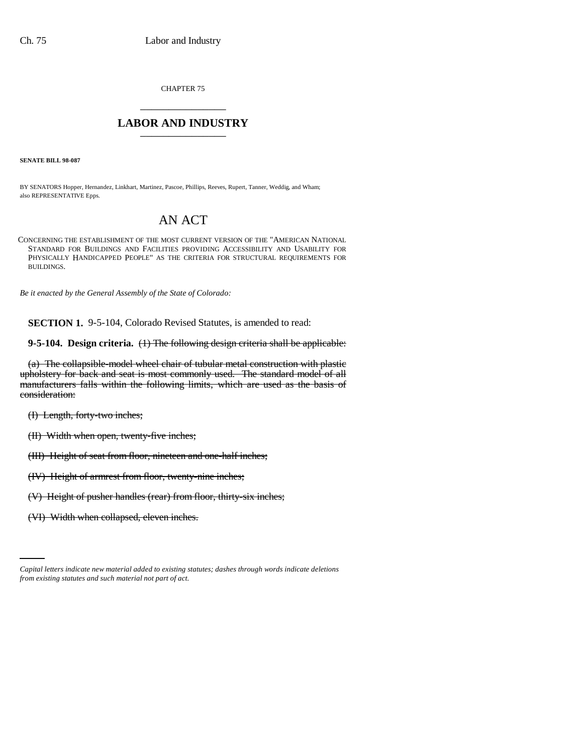CHAPTER 75

# LABOR AND INDUSTRY

**SENATE BILL 98-087**

BY SENATORS Hopper, Hernandez, Linkhart, Martinez, Pascoe, Phillips, Reeves, Rupert, Tanner, Weddig, and Wham; also REPRESENTATIVE Epps.

## AN ACT

CONCERNING THE ESTABLISHMENT OF THE MOST CURRENT VERSION OF THE "AMERICAN NATIONAL STANDARD FOR BUILDINGS AND FACILITIES PROVIDING ACCESSIBILITY AND USABILITY FOR PHYSICALLY HANDICAPPED PEOPLE" AS THE CRITERIA FOR STRUCTURAL REQUIREMENTS FOR BUILDINGS.

*Be it enacted by the General Assembly of the State of Colorado:*

**SECTION 1.** 9-5-104, Colorado Revised Statutes, is amended to read:

**9-5-104. Design criteria.** ~~(1) The following design criteria shall be applicable:~~

~~(a) The collapsible-model wheel chair of tubular metal construction with plastic upholstery for back and seat is most commonly used. The standard model of all manufacturers falls within the following limits, which are used as the basis of consideration:~~

~~(I) Length, forty-two inches;~~

~~(II) Width when open, twenty-five inches;~~

~~(III) Height of seat from floor, nineteen and one-half inches;~~

~~(IV) Height of armrest from floor, twenty-nine inches;~~

~~(V) Height of pusher handles (rear) from floor, thirty-six inches;~~

~~(VI) Width when collapsed, eleven inches.~~

*Capital letters indicate new material added to existing statutes; dashes through words indicate deletions from existing statutes and such material not part of act.*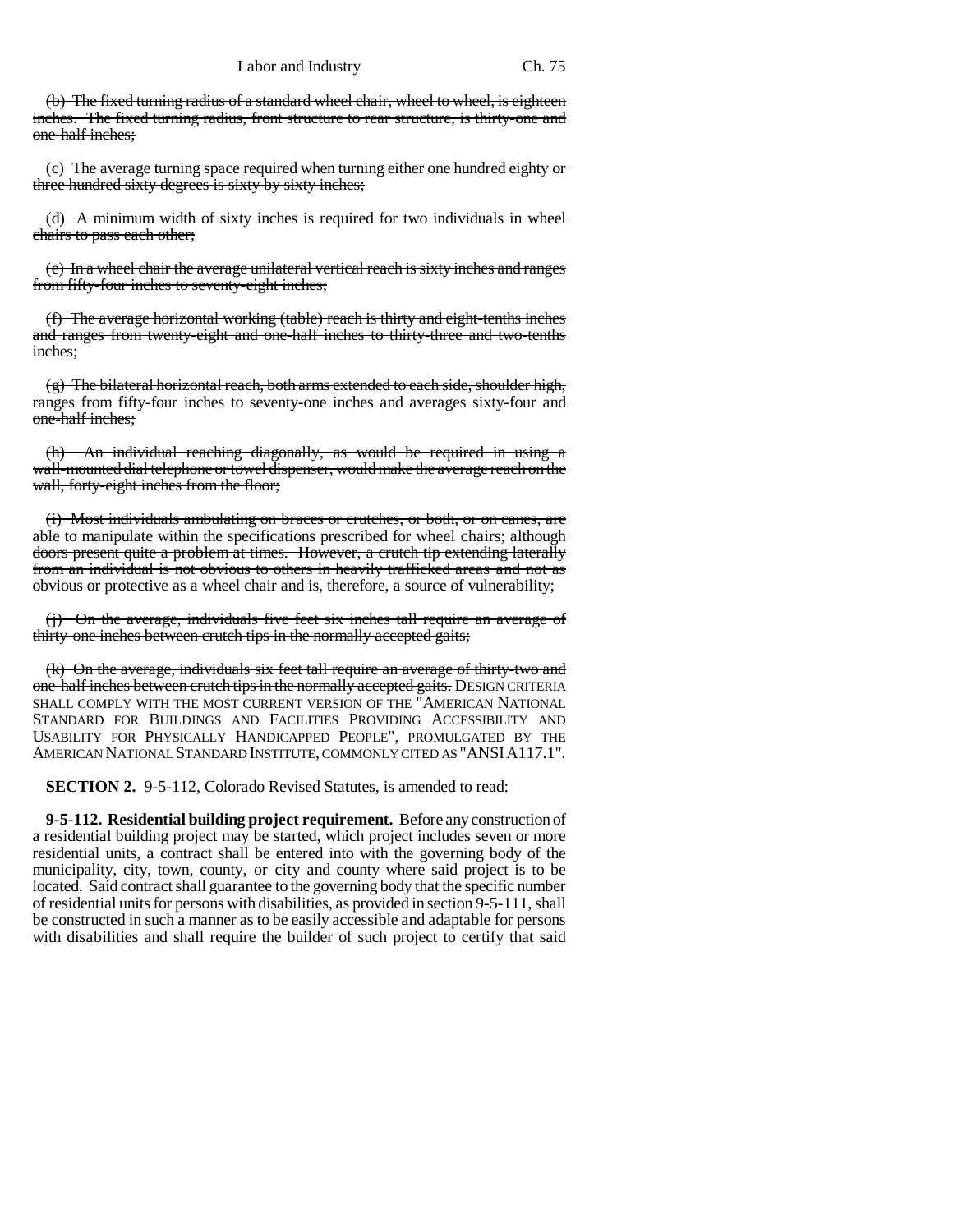(b) The fixed turning radius of a standard wheel chair, wheel to wheel, is eighteen inches. The fixed turning radius, front structure to rear structure, is thirty-one and one-half inches;

(c) The average turning space required when turning either one hundred eighty or three hundred sixty degrees is sixty by sixty inches;

(d) A minimum width of sixty inches is required for two individuals in wheel chairs to pass each other;

(e) In a wheel chair the average unilateral vertical reach is sixty inches and ranges from fifty-four inches to seventy-eight inches;

(f) The average horizontal working (table) reach is thirty and eight-tenths inches and ranges from twenty-eight and one-half inches to thirty-three and two-tenths inches;

(g) The bilateral horizontal reach, both arms extended to each side, shoulder high, ranges from fifty-four inches to seventy-one inches and averages sixty-four and one-half inches;

(h) An individual reaching diagonally, as would be required in using a wall-mounted dial telephone or towel dispenser, would make the average reach on the wall, forty-eight inches from the floor;

(i) Most individuals ambulating on braces or crutches, or both, or on canes, are able to manipulate within the specifications prescribed for wheel chairs; although doors present quite a problem at times. However, a crutch tip extending laterally from an individual is not obvious to others in heavily trafficked areas and not as obvious or protective as a wheel chair and is, therefore, a source of vulnerability;

(j) On the average, individuals five feet six inches tall require an average of thirty-one inches between crutch tips in the normally accepted gaits;

(k) On the average, individuals six feet tall require an average of thirty-two and one-half inches between crutch tips in the normally accepted gaits. DESIGN CRITERIA SHALL COMPLY WITH THE MOST CURRENT VERSION OF THE "AMERICAN NATIONAL STANDARD FOR BUILDINGS AND FACILITIES PROVIDING ACCESSIBILITY AND USABILITY FOR PHYSICALLY HANDICAPPED PEOPLE", PROMULGATED BY THE AMERICAN NATIONAL STANDARD INSTITUTE, COMMONLY CITED AS "ANSI A117.1".

**SECTION 2.** 9-5-112, Colorado Revised Statutes, is amended to read:

**9-5-112. Residential building project requirement.** Before any construction of a residential building project may be started, which project includes seven or more residential units, a contract shall be entered into with the governing body of the municipality, city, town, county, or city and county where said project is to be located. Said contract shall guarantee to the governing body that the specific number of residential units for persons with disabilities, as provided in section 9-5-111, shall be constructed in such a manner as to be easily accessible and adaptable for persons with disabilities and shall require the builder of such project to certify that said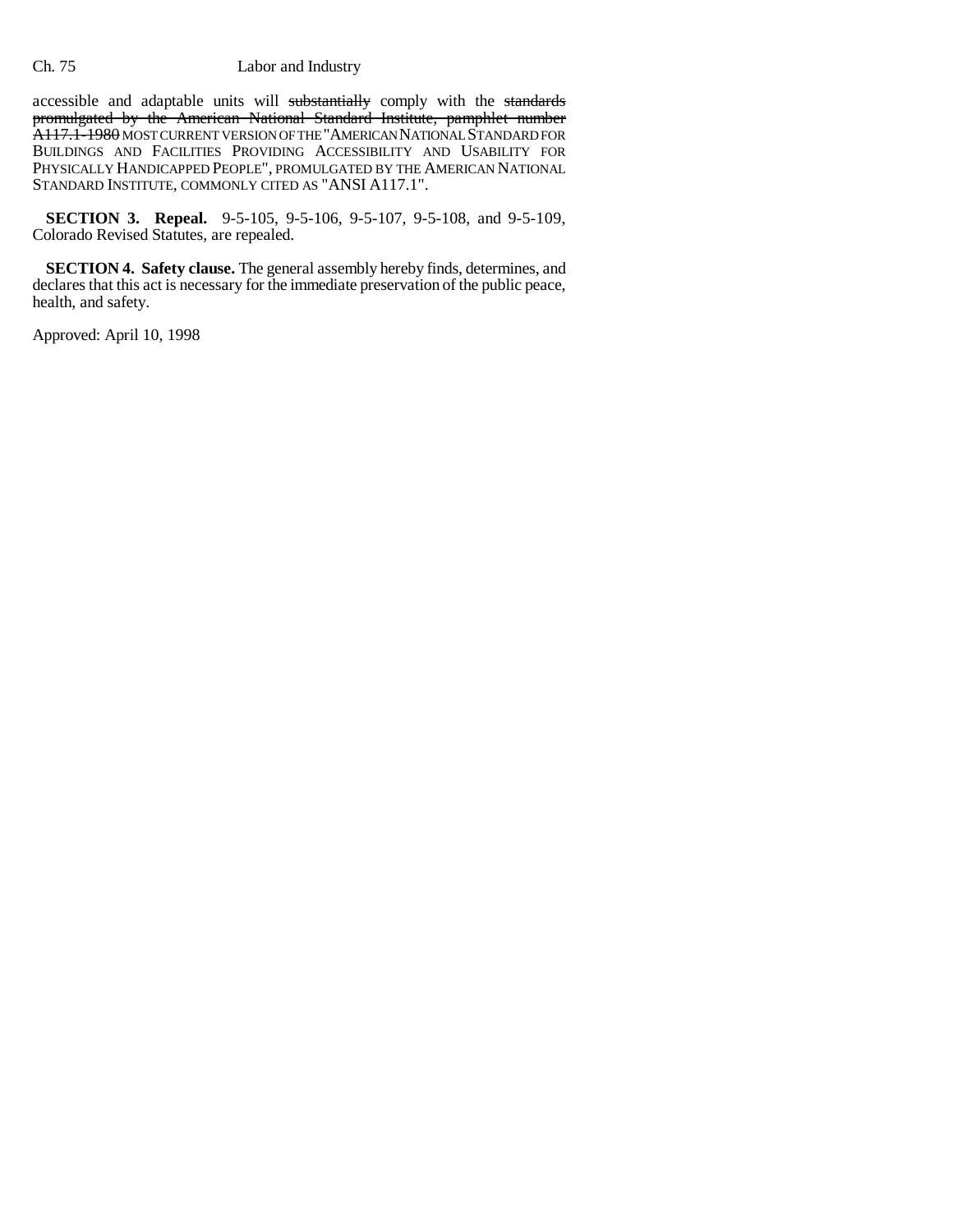accessible and adaptable units will ~~substantially~~ comply with the ~~standards promulgated by the American National Standard Institute, pamphlet number A117.1-1980~~ MOST CURRENT VERSION OF THE "AMERICAN NATIONAL STANDARD FOR BUILDINGS AND FACILITIES PROVIDING ACCESSIBILITY AND USABILITY FOR PHYSICALLY HANDICAPPED PEOPLE", PROMULGATED BY THE AMERICAN NATIONAL STANDARD INSTITUTE, COMMONLY CITED AS "ANSI A117.1".

**SECTION 3. Repeal.** 9-5-105, 9-5-106, 9-5-107, 9-5-108, and 9-5-109, Colorado Revised Statutes, are repealed.

**SECTION 4. Safety clause.** The general assembly hereby finds, determines, and declares that this act is necessary for the immediate preservation of the public peace, health, and safety.

Approved: April 10, 1998